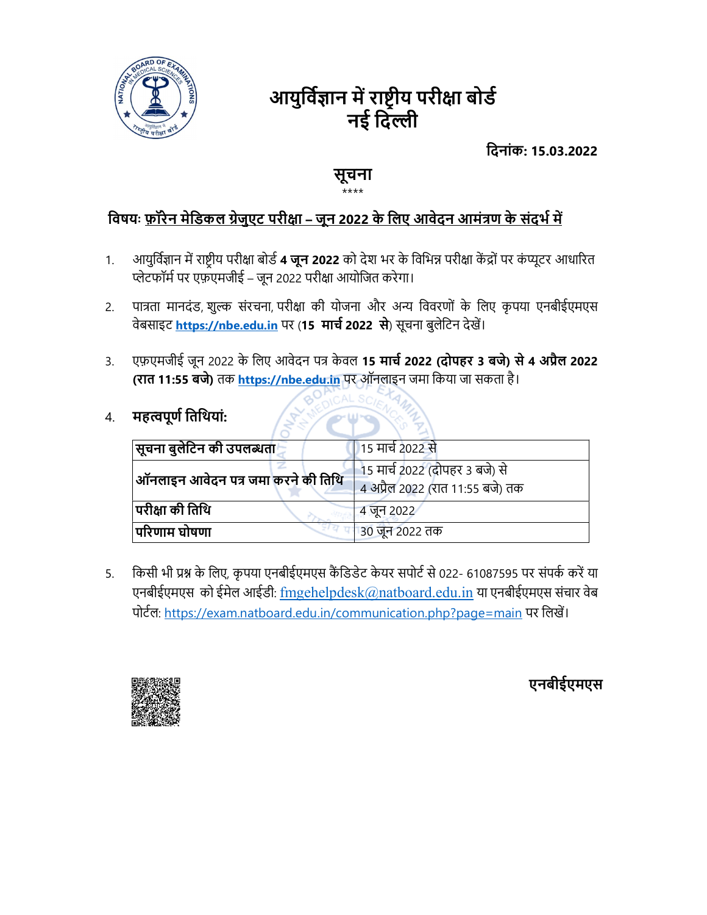# आयुर्विज्ञान में राष्ट्रीय परीक्षा बोर्ड
# नई दिल्ली

**दिनांक: 15.03.2022**

## सूचना

\*\*\*\*

**विषयः <u>फ़ॉरेन मेडिकल ग्रेजुएट परीक्षा – जून 2022 के लिए आवेदन आमंत्रण के संदर्भ में</u>**

1. आयुर्विज्ञान में राष्ट्रीय परीक्षा बोर्ड **4 जून 2022** को देश भर के विभिन्न परीक्षा केंद्रों पर कंप्यूटर आधारित प्लेटफॉर्म पर एफ़एमजीई – जून 2022 परीक्षा आयोजित करेगा।

2. पात्रता मानदंड, शुल्क संरचना, परीक्षा की योजना और अन्य विवरणों के लिए कृपया एनबीईएमएस वेबसाइट **https://nbe.edu.in** पर (**15 मार्च 2022 से**) सूचना बुलेटिन देखें।

3. एफ़एमजीई जून 2022 के लिए आवेदन पत्र केवल **15 मार्च 2022 (दोपहर 3 बजे) से 4 अप्रैल 2022 (रात 11:55 बजे)** तक **https://nbe.edu.in** पर ऑनलाइन जमा किया जा सकता है।

4. **महत्वपूर्ण तिथियां:**

| | |
|---|---|
| **सूचना बुलेटिन की उपलब्धता** | 15 मार्च 2022 से |
| **ऑनलाइन आवेदन पत्र जमा करने की तिथि** | 15 मार्च 2022 (दोपहर 3 बजे) से<br>4 अप्रैल 2022 (रात 11:55 बजे) तक |
| **परीक्षा की तिथि** | 4 जून 2022 |
| **परिणाम घोषणा** | 30 जून 2022 तक |

5. किसी भी प्रश्न के लिए, कृपया एनबीईएमएस कैंडिडेट केयर सपोर्ट से 022- 61087595 पर संपर्क करें या एनबीईएमएस को ईमेल आईडी: fmgehelpdesk@natboard.edu.in या एनबीईएमएस संचार वेब पोर्टल: https://exam.natboard.edu.in/communication.php?page=main पर लिखें।

**एनबीईएमएस**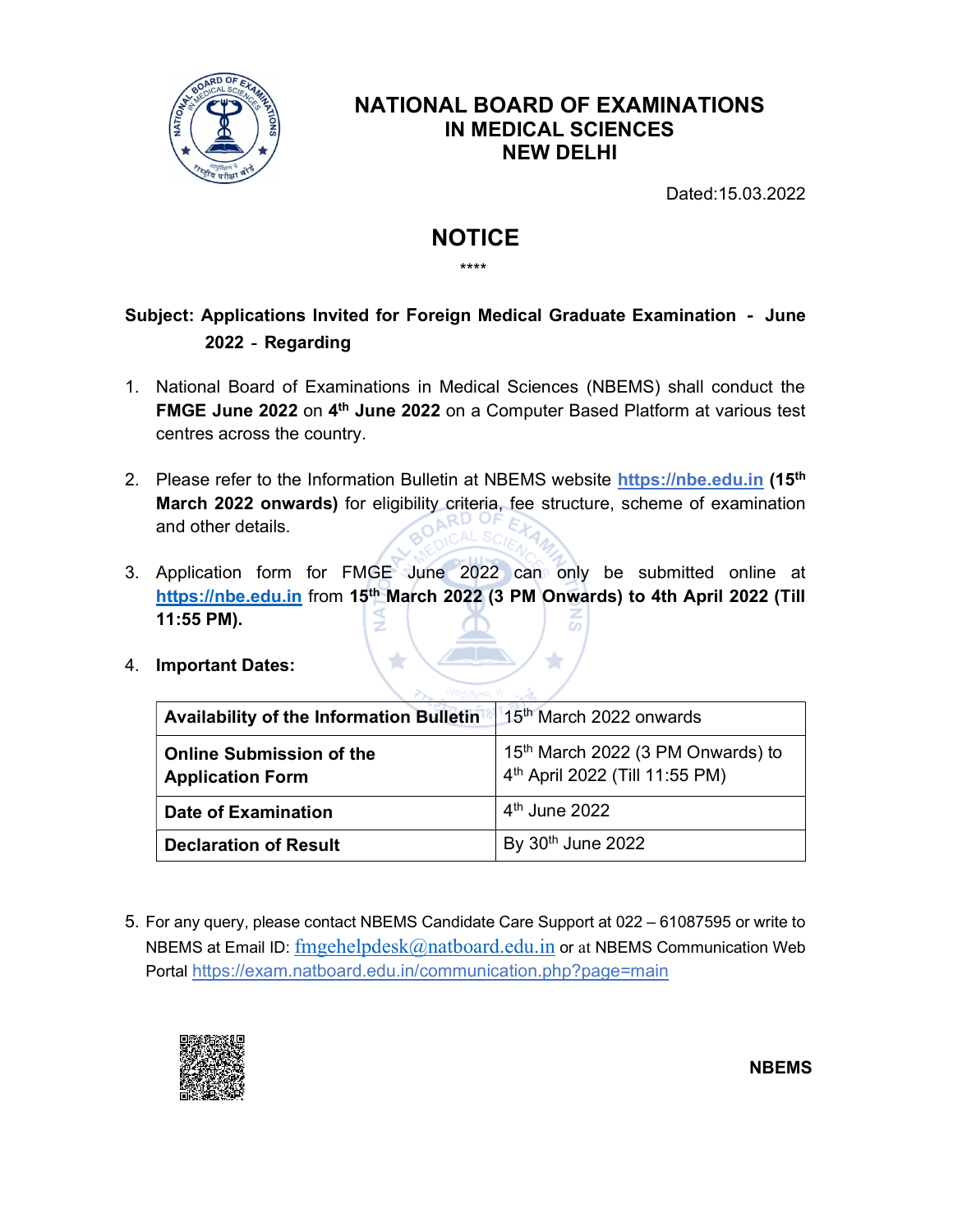# NATIONAL BOARD OF EXAMINATIONS IN MEDICAL SCIENCES NEW DELHI

Dated:15.03.2022

## NOTICE

\*\*\*\*

**Subject: Applications Invited for Foreign Medical Graduate Examination - June 2022 - Regarding**

1. National Board of Examinations in Medical Sciences (NBEMS) shall conduct the **FMGE June 2022** on **4th June 2022** on a Computer Based Platform at various test centres across the country.

2. Please refer to the Information Bulletin at NBEMS website **https://nbe.edu.in** **(15th March 2022 onwards)** for eligibility criteria, fee structure, scheme of examination and other details.

3. Application form for FMGE June 2022 can only be submitted online at **https://nbe.edu.in** from **15th March 2022 (3 PM Onwards) to 4th April 2022 (Till 11:55 PM).**

4. **Important Dates:**

| | |
|---|---|
| **Availability of the Information Bulletin** | 15th March 2022 onwards |
| **Online Submission of the Application Form** | 15th March 2022 (3 PM Onwards) to 4th April 2022 (Till 11:55 PM) |
| **Date of Examination** | 4th June 2022 |
| **Declaration of Result** | By 30th June 2022 |

5. For any query, please contact NBEMS Candidate Care Support at 022 – 61087595 or write to NBEMS at Email ID: fmgehelpdesk@natboard.edu.in or at NBEMS Communication Web Portal https://exam.natboard.edu.in/communication.php?page=main

**NBEMS**